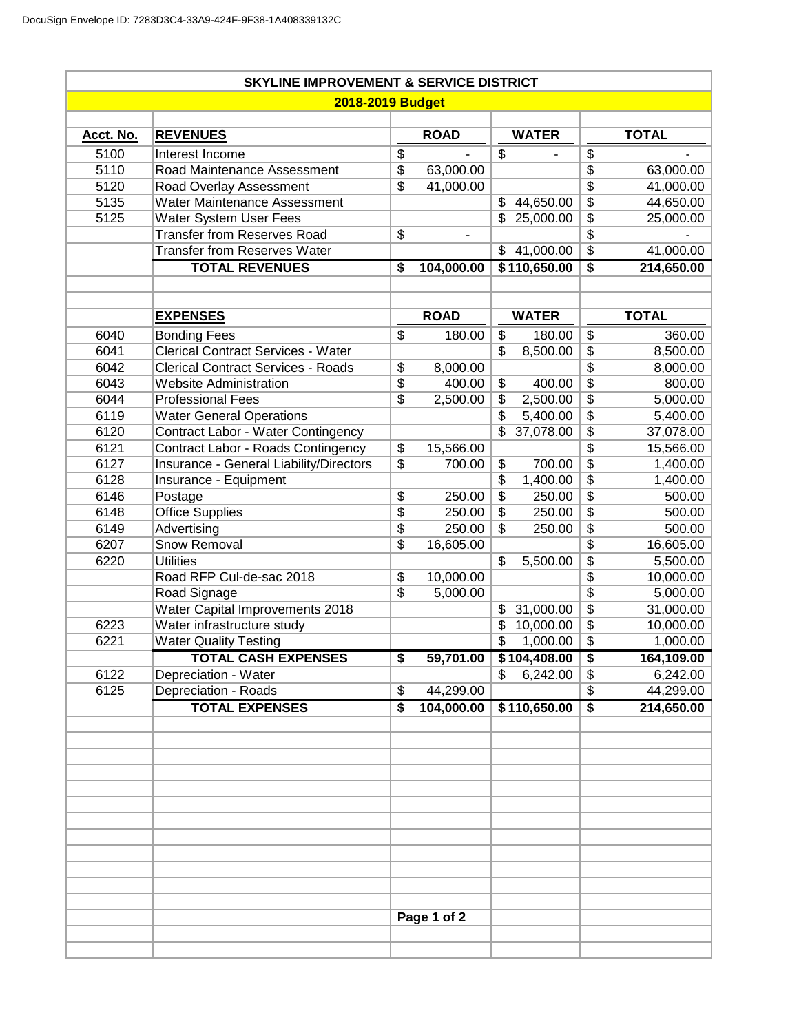## SKYLINE IMPROVEMENT & SERVICE DISTRICT

### 2018-2019 Budget

| Acct. No. | REVENUES | ROAD | WATER | TOTAL |
|---|---|---|---|---|
| 5100 | Interest Income | $ - | $ - | $ - |
| 5110 | Road Maintenance Assessment | $ 63,000.00 | | $ 63,000.00 |
| 5120 | Road Overlay Assessment | $ 41,000.00 | | $ 41,000.00 |
| 5135 | Water Maintenance Assessment | | $ 44,650.00 | $ 44,650.00 |
| 5125 | Water System User Fees | | $ 25,000.00 | $ 25,000.00 |
| | Transfer from Reserves Road | $ - | | $ - |
| | Transfer from Reserves Water | | $ 41,000.00 | $ 41,000.00 |
| | **TOTAL REVENUES** | **$ 104,000.00** | **$ 110,650.00** | **$ 214,650.00** |

| Acct. No. | EXPENSES | ROAD | WATER | TOTAL |
|---|---|---|---|---|
| 6040 | Bonding Fees | $ 180.00 | $ 180.00 | $ 360.00 |
| 6041 | Clerical Contract Services - Water | | $ 8,500.00 | $ 8,500.00 |
| 6042 | Clerical Contract Services - Roads | $ 8,000.00 | | $ 8,000.00 |
| 6043 | Website Administration | $ 400.00 | $ 400.00 | $ 800.00 |
| 6044 | Professional Fees | $ 2,500.00 | $ 2,500.00 | $ 5,000.00 |
| 6119 | Water General Operations | | $ 5,400.00 | $ 5,400.00 |
| 6120 | Contract Labor - Water Contingency | | $ 37,078.00 | $ 37,078.00 |
| 6121 | Contract Labor - Roads Contingency | $ 15,566.00 | | $ 15,566.00 |
| 6127 | Insurance - General Liability/Directors | $ 700.00 | $ 700.00 | $ 1,400.00 |
| 6128 | Insurance - Equipment | | $ 1,400.00 | $ 1,400.00 |
| 6146 | Postage | $ 250.00 | $ 250.00 | $ 500.00 |
| 6148 | Office Supplies | $ 250.00 | $ 250.00 | $ 500.00 |
| 6149 | Advertising | $ 250.00 | $ 250.00 | $ 500.00 |
| 6207 | Snow Removal | $ 16,605.00 | | $ 16,605.00 |
| 6220 | Utilities | | $ 5,500.00 | $ 5,500.00 |
| | Road RFP Cul-de-sac 2018 | $ 10,000.00 | | $ 10,000.00 |
| | Road Signage | $ 5,000.00 | | $ 5,000.00 |
| | Water Capital Improvements 2018 | | $ 31,000.00 | $ 31,000.00 |
| 6223 | Water infrastructure study | | $ 10,000.00 | $ 10,000.00 |
| 6221 | Water Quality Testing | | $ 1,000.00 | $ 1,000.00 |
| | **TOTAL CASH EXPENSES** | **$ 59,701.00** | **$ 104,408.00** | **$ 164,109.00** |
| 6122 | Depreciation - Water | | $ 6,242.00 | $ 6,242.00 |
| 6125 | Depreciation - Roads | $ 44,299.00 | | $ 44,299.00 |
| | **TOTAL EXPENSES** | **$ 104,000.00** | **$ 110,650.00** | **$ 214,650.00** |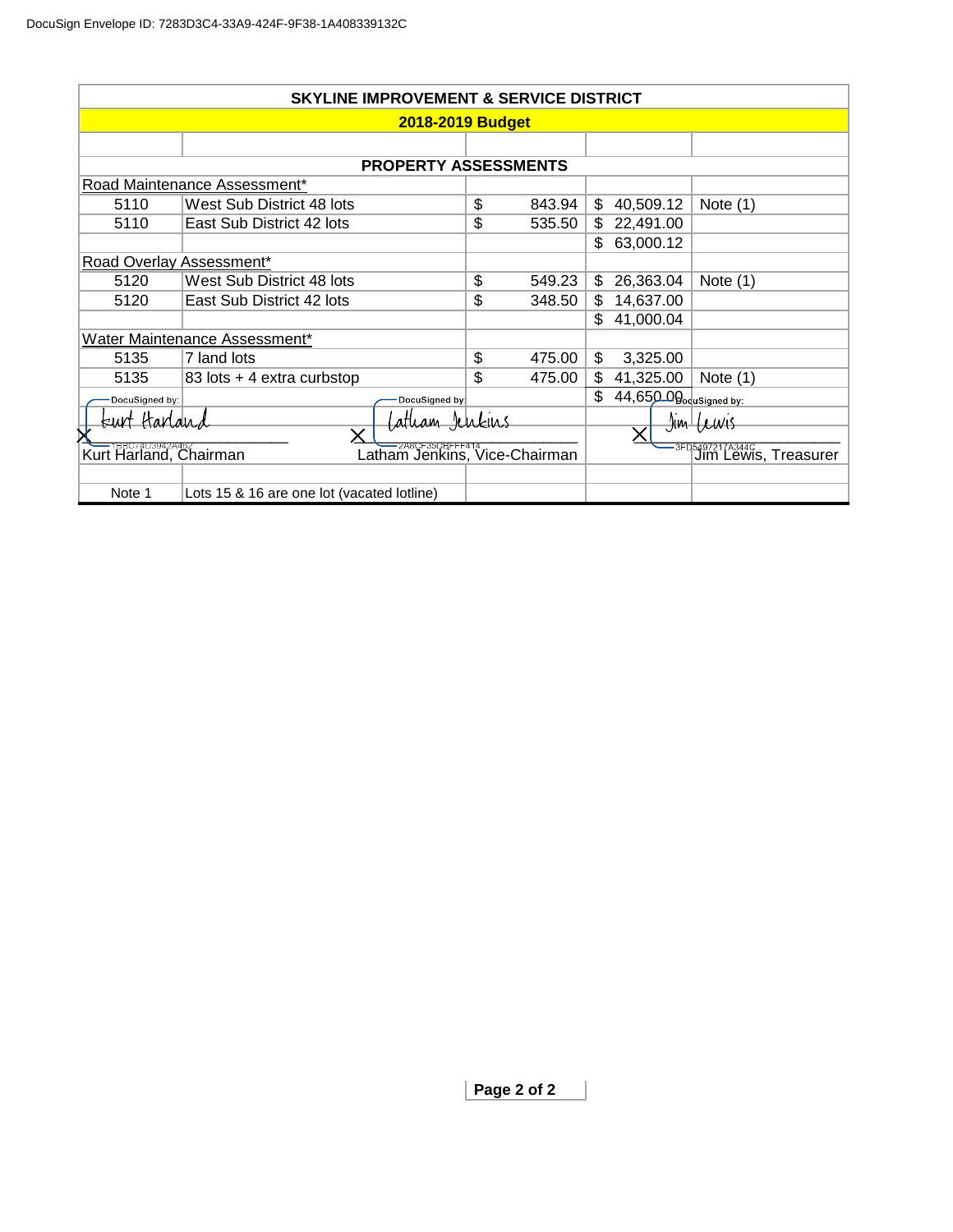DocuSign Envelope ID: 7283D3C4-33A9-424F-9F38-1A408339132C

| | | | | |
|---|---|---|---|---|
| **SKYLINE IMPROVEMENT & SERVICE DISTRICT** | | | | |
| **2018-2019 Budget** | | | | |
| | | | | |
| | **PROPERTY ASSESSMENTS** | | | |
| Road Maintenance Assessment* | | | | |
| 5110 | West Sub District 48 lots | $ 843.94 | $ 40,509.12 | Note (1) |
| 5110 | East Sub District 42 lots | $ 535.50 | $ 22,491.00 | |
| | | | $ 63,000.12 | |
| Road Overlay Assessment* | | | | |
| 5120 | West Sub District 48 lots | $ 549.23 | $ 26,363.04 | Note (1) |
| 5120 | East Sub District 42 lots | $ 348.50 | $ 14,637.00 | |
| | | | $ 41,000.04 | |
| Water Maintenance Assessment* | | | | |
| 5135 | 7 land lots | $ 475.00 | $ 3,325.00 | |
| 5135 | 83 lots + 4 extra curbstop | $ 475.00 | $ 41,325.00 | Note (1) |
| | | | $ 44,650.00 | |
| | | | | |
| Note 1 | Lots 15 & 16 are one lot (vacated lotline) | | | |

DocuSigned by: Kurt Harland
Kurt Harland, Chairman

DocuSigned by: Latham Jenkins
Latham Jenkins, Vice-Chairman

DocuSigned by: Jim Lewis
Jim Lewis, Treasurer